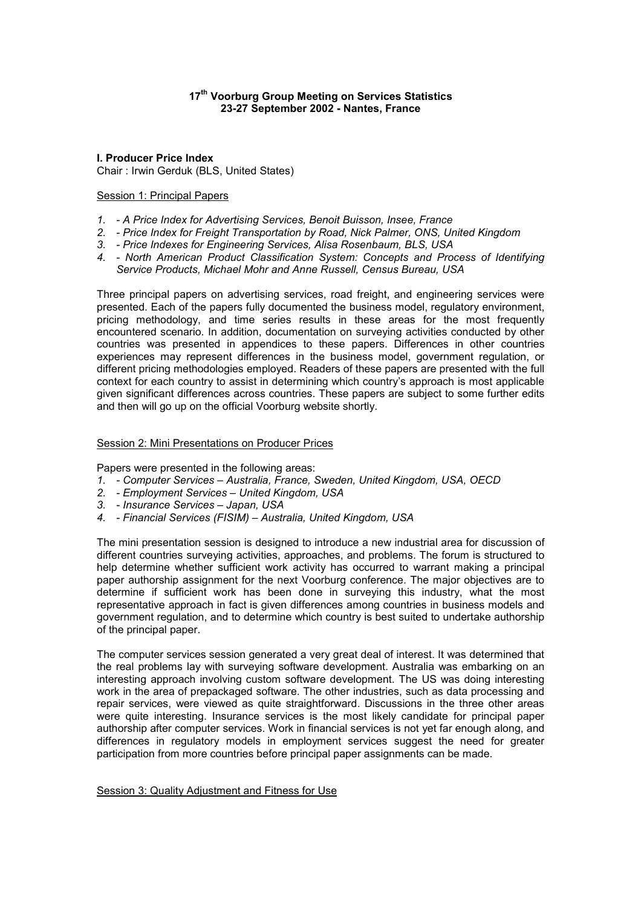# 17th Voorburg Group Meeting on Services Statistics
## 23-27 September 2002 - Nantes, France

### I. Producer Price Index

Chair : Irwin Gerduk (BLS, United States)

Session 1: Principal Papers

1. *- A Price Index for Advertising Services, Benoit Buisson, Insee, France*
2. *- Price Index for Freight Transportation by Road, Nick Palmer, ONS, United Kingdom*
3. *- Price Indexes for Engineering Services, Alisa Rosenbaum, BLS, USA*
4. *- North American Product Classification System: Concepts and Process of Identifying Service Products, Michael Mohr and Anne Russell, Census Bureau, USA*

Three principal papers on advertising services, road freight, and engineering services were presented. Each of the papers fully documented the business model, regulatory environment, pricing methodology, and time series results in these areas for the most frequently encountered scenario. In addition, documentation on surveying activities conducted by other countries was presented in appendices to these papers. Differences in other countries experiences may represent differences in the business model, government regulation, or different pricing methodologies employed. Readers of these papers are presented with the full context for each country to assist in determining which country's approach is most applicable given significant differences across countries. These papers are subject to some further edits and then will go up on the official Voorburg website shortly.

Session 2: Mini Presentations on Producer Prices

Papers were presented in the following areas:

1. *- Computer Services – Australia, France, Sweden, United Kingdom, USA, OECD*
2. *- Employment Services – United Kingdom, USA*
3. *- Insurance Services – Japan, USA*
4. *- Financial Services (FISIM) – Australia, United Kingdom, USA*

The mini presentation session is designed to introduce a new industrial area for discussion of different countries surveying activities, approaches, and problems. The forum is structured to help determine whether sufficient work activity has occurred to warrant making a principal paper authorship assignment for the next Voorburg conference. The major objectives are to determine if sufficient work has been done in surveying this industry, what the most representative approach in fact is given differences among countries in business models and government regulation, and to determine which country is best suited to undertake authorship of the principal paper.

The computer services session generated a very great deal of interest. It was determined that the real problems lay with surveying software development. Australia was embarking on an interesting approach involving custom software development. The US was doing interesting work in the area of prepackaged software. The other industries, such as data processing and repair services, were viewed as quite straightforward. Discussions in the three other areas were quite interesting. Insurance services is the most likely candidate for principal paper authorship after computer services. Work in financial services is not yet far enough along, and differences in regulatory models in employment services suggest the need for greater participation from more countries before principal paper assignments can be made.

Session 3: Quality Adjustment and Fitness for Use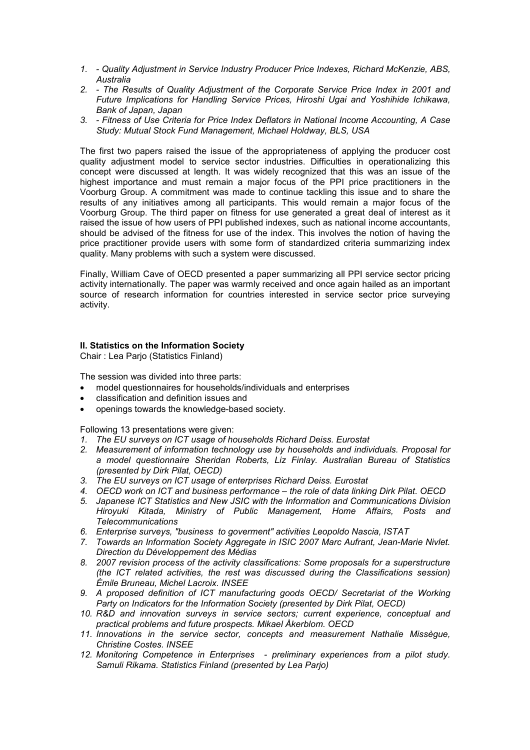1. *- Quality Adjustment in Service Industry Producer Price Indexes, Richard McKenzie, ABS, Australia*
2. *- The Results of Quality Adjustment of the Corporate Service Price Index in 2001 and Future Implications for Handling Service Prices, Hiroshi Ugai and Yoshihide Ichikawa, Bank of Japan, Japan*
3. *- Fitness of Use Criteria for Price Index Deflators in National Income Accounting, A Case Study: Mutual Stock Fund Management, Michael Holdway, BLS, USA*

The first two papers raised the issue of the appropriateness of applying the producer cost quality adjustment model to service sector industries. Difficulties in operationalizing this concept were discussed at length. It was widely recognized that this was an issue of the highest importance and must remain a major focus of the PPI price practitioners in the Voorburg Group. A commitment was made to continue tackling this issue and to share the results of any initiatives among all participants. This would remain a major focus of the Voorburg Group. The third paper on fitness for use generated a great deal of interest as it raised the issue of how users of PPI published indexes, such as national income accountants, should be advised of the fitness for use of the index. This involves the notion of having the price practitioner provide users with some form of standardized criteria summarizing index quality. Many problems with such a system were discussed.

Finally, William Cave of OECD presented a paper summarizing all PPI service sector pricing activity internationally. The paper was warmly received and once again hailed as an important source of research information for countries interested in service sector price surveying activity.

## II. Statistics on the Information Society

Chair : Lea Parjo (Statistics Finland)

The session was divided into three parts:

- model questionnaires for households/individuals and enterprises
- classification and definition issues and
- openings towards the knowledge-based society.

Following 13 presentations were given:

1. *The EU surveys on ICT usage of households Richard Deiss. Eurostat*
2. *Measurement of information technology use by households and individuals. Proposal for a model questionnaire Sheridan Roberts, Liz Finlay. Australian Bureau of Statistics (presented by Dirk Pilat, OECD)*
3. *The EU surveys on ICT usage of enterprises Richard Deiss. Eurostat*
4. *OECD work on ICT and business performance – the role of data linking Dirk Pilat. OECD*
5. *Japanese ICT Statistics and New JSIC with the Information and Communications Division Hiroyuki Kitada, Ministry of Public Management, Home Affairs, Posts and Telecommunications*
6. *Enterprise surveys, "business to goverment" activities Leopoldo Nascia, ISTAT*
7. *Towards an Information Society Aggregate in ISIC 2007 Marc Aufrant, Jean-Marie Nivlet. Direction du Développement des Médias*
8. *2007 revision process of the activity classifications: Some proposals for a superstructure (the ICT related activities, the rest was discussed during the Classifications session) Émile Bruneau, Michel Lacroix. INSEE*
9. *A proposed definition of ICT manufacturing goods OECD/ Secretariat of the Working Party on Indicators for the Information Society (presented by Dirk Pilat, OECD)*
10. *R&D and innovation surveys in service sectors; current experience, conceptual and practical problems and future prospects. Mikael Åkerblom. OECD*
11. *Innovations in the service sector, concepts and measurement Nathalie Missègue, Christine Costes. INSEE*
12. *Monitoring Competence in Enterprises - preliminary experiences from a pilot study. Samuli Rikama. Statistics Finland (presented by Lea Parjo)*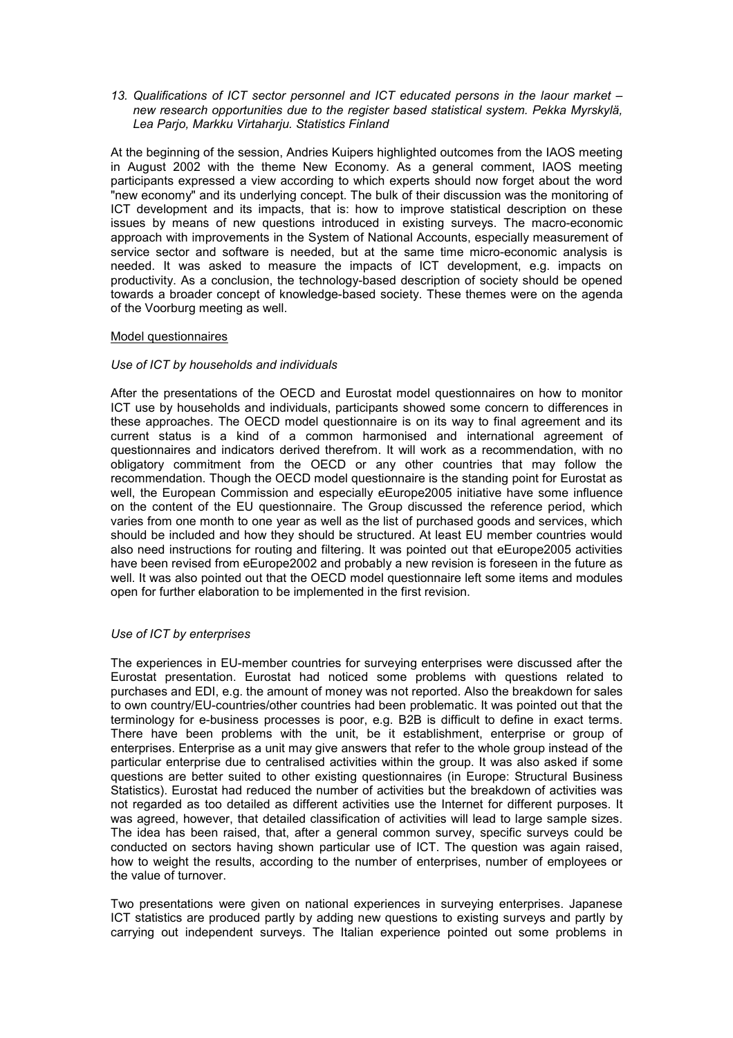*13. Qualifications of ICT sector personnel and ICT educated persons in the laour market – new research opportunities due to the register based statistical system. Pekka Myrskylä, Lea Parjo, Markku Virtaharju. Statistics Finland*

At the beginning of the session, Andries Kuipers highlighted outcomes from the IAOS meeting in August 2002 with the theme New Economy. As a general comment, IAOS meeting participants expressed a view according to which experts should now forget about the word "new economy" and its underlying concept. The bulk of their discussion was the monitoring of ICT development and its impacts, that is: how to improve statistical description on these issues by means of new questions introduced in existing surveys. The macro-economic approach with improvements in the System of National Accounts, especially measurement of service sector and software is needed, but at the same time micro-economic analysis is needed. It was asked to measure the impacts of ICT development, e.g. impacts on productivity. As a conclusion, the technology-based description of society should be opened towards a broader concept of knowledge-based society. These themes were on the agenda of the Voorburg meeting as well.

Model questionnaires

*Use of ICT by households and individuals*

After the presentations of the OECD and Eurostat model questionnaires on how to monitor ICT use by households and individuals, participants showed some concern to differences in these approaches. The OECD model questionnaire is on its way to final agreement and its current status is a kind of a common harmonised and international agreement of questionnaires and indicators derived therefrom. It will work as a recommendation, with no obligatory commitment from the OECD or any other countries that may follow the recommendation. Though the OECD model questionnaire is the standing point for Eurostat as well, the European Commission and especially eEurope2005 initiative have some influence on the content of the EU questionnaire. The Group discussed the reference period, which varies from one month to one year as well as the list of purchased goods and services, which should be included and how they should be structured. At least EU member countries would also need instructions for routing and filtering. It was pointed out that eEurope2005 activities have been revised from eEurope2002 and probably a new revision is foreseen in the future as well. It was also pointed out that the OECD model questionnaire left some items and modules open for further elaboration to be implemented in the first revision.

*Use of ICT by enterprises*

The experiences in EU-member countries for surveying enterprises were discussed after the Eurostat presentation. Eurostat had noticed some problems with questions related to purchases and EDI, e.g. the amount of money was not reported. Also the breakdown for sales to own country/EU-countries/other countries had been problematic. It was pointed out that the terminology for e-business processes is poor, e.g. B2B is difficult to define in exact terms. There have been problems with the unit, be it establishment, enterprise or group of enterprises. Enterprise as a unit may give answers that refer to the whole group instead of the particular enterprise due to centralised activities within the group. It was also asked if some questions are better suited to other existing questionnaires (in Europe: Structural Business Statistics). Eurostat had reduced the number of activities but the breakdown of activities was not regarded as too detailed as different activities use the Internet for different purposes. It was agreed, however, that detailed classification of activities will lead to large sample sizes. The idea has been raised, that, after a general common survey, specific surveys could be conducted on sectors having shown particular use of ICT. The question was again raised, how to weight the results, according to the number of enterprises, number of employees or the value of turnover.

Two presentations were given on national experiences in surveying enterprises. Japanese ICT statistics are produced partly by adding new questions to existing surveys and partly by carrying out independent surveys. The Italian experience pointed out some problems in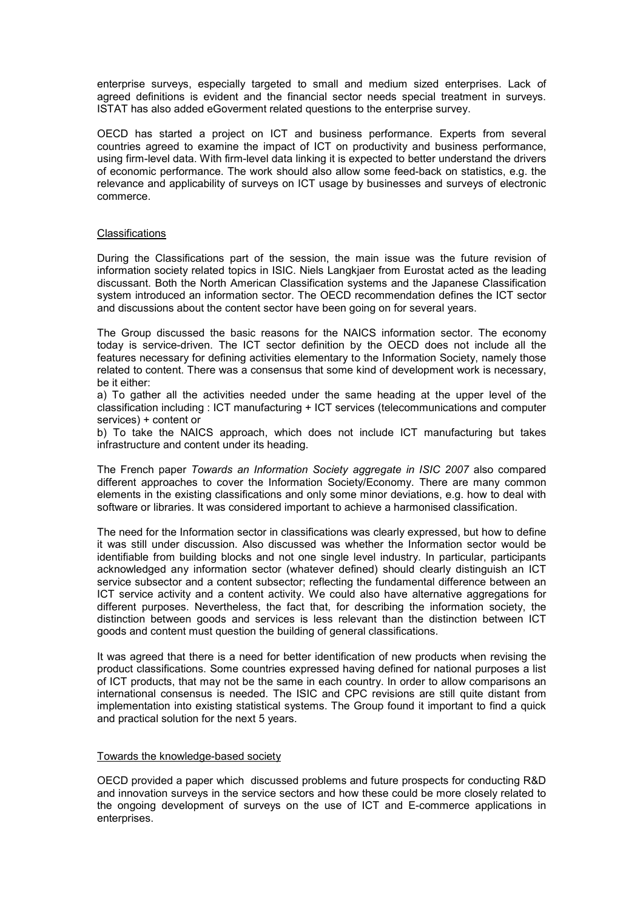enterprise surveys, especially targeted to small and medium sized enterprises. Lack of agreed definitions is evident and the financial sector needs special treatment in surveys. ISTAT has also added eGoverment related questions to the enterprise survey.

OECD has started a project on ICT and business performance. Experts from several countries agreed to examine the impact of ICT on productivity and business performance, using firm-level data. With firm-level data linking it is expected to better understand the drivers of economic performance. The work should also allow some feed-back on statistics, e.g. the relevance and applicability of surveys on ICT usage by businesses and surveys of electronic commerce.

## Classifications

During the Classifications part of the session, the main issue was the future revision of information society related topics in ISIC. Niels Langkjaer from Eurostat acted as the leading discussant. Both the North American Classification systems and the Japanese Classification system introduced an information sector. The OECD recommendation defines the ICT sector and discussions about the content sector have been going on for several years.

The Group discussed the basic reasons for the NAICS information sector. The economy today is service-driven. The ICT sector definition by the OECD does not include all the features necessary for defining activities elementary to the Information Society, namely those related to content. There was a consensus that some kind of development work is necessary, be it either:
a) To gather all the activities needed under the same heading at the upper level of the classification including : ICT manufacturing + ICT services (telecommunications and computer services) + content or
b) To take the NAICS approach, which does not include ICT manufacturing but takes infrastructure and content under its heading.

The French paper *Towards an Information Society aggregate in ISIC 2007* also compared different approaches to cover the Information Society/Economy. There are many common elements in the existing classifications and only some minor deviations, e.g. how to deal with software or libraries. It was considered important to achieve a harmonised classification.

The need for the Information sector in classifications was clearly expressed, but how to define it was still under discussion. Also discussed was whether the Information sector would be identifiable from building blocks and not one single level industry. In particular, participants acknowledged any information sector (whatever defined) should clearly distinguish an ICT service subsector and a content subsector; reflecting the fundamental difference between an ICT service activity and a content activity. We could also have alternative aggregations for different purposes. Nevertheless, the fact that, for describing the information society, the distinction between goods and services is less relevant than the distinction between ICT goods and content must question the building of general classifications.

It was agreed that there is a need for better identification of new products when revising the product classifications. Some countries expressed having defined for national purposes a list of ICT products, that may not be the same in each country. In order to allow comparisons an international consensus is needed. The ISIC and CPC revisions are still quite distant from implementation into existing statistical systems. The Group found it important to find a quick and practical solution for the next 5 years.

## Towards the knowledge-based society

OECD provided a paper which discussed problems and future prospects for conducting R&D and innovation surveys in the service sectors and how these could be more closely related to the ongoing development of surveys on the use of ICT and E-commerce applications in enterprises.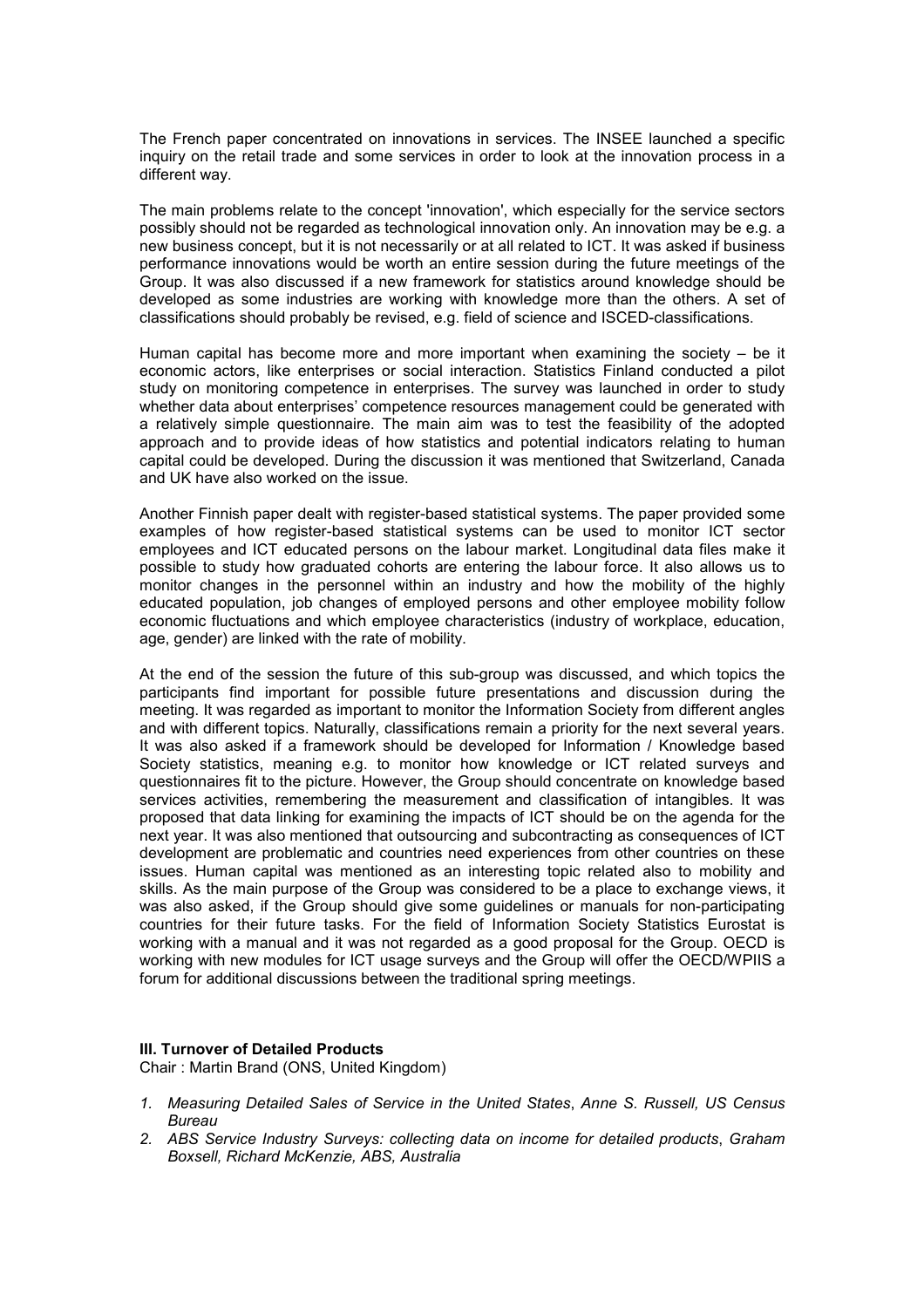The French paper concentrated on innovations in services. The INSEE launched a specific inquiry on the retail trade and some services in order to look at the innovation process in a different way.

The main problems relate to the concept 'innovation', which especially for the service sectors possibly should not be regarded as technological innovation only. An innovation may be e.g. a new business concept, but it is not necessarily or at all related to ICT. It was asked if business performance innovations would be worth an entire session during the future meetings of the Group. It was also discussed if a new framework for statistics around knowledge should be developed as some industries are working with knowledge more than the others. A set of classifications should probably be revised, e.g. field of science and ISCED-classifications.

Human capital has become more and more important when examining the society – be it economic actors, like enterprises or social interaction. Statistics Finland conducted a pilot study on monitoring competence in enterprises. The survey was launched in order to study whether data about enterprises' competence resources management could be generated with a relatively simple questionnaire. The main aim was to test the feasibility of the adopted approach and to provide ideas of how statistics and potential indicators relating to human capital could be developed. During the discussion it was mentioned that Switzerland, Canada and UK have also worked on the issue.

Another Finnish paper dealt with register-based statistical systems. The paper provided some examples of how register-based statistical systems can be used to monitor ICT sector employees and ICT educated persons on the labour market. Longitudinal data files make it possible to study how graduated cohorts are entering the labour force. It also allows us to monitor changes in the personnel within an industry and how the mobility of the highly educated population, job changes of employed persons and other employee mobility follow economic fluctuations and which employee characteristics (industry of workplace, education, age, gender) are linked with the rate of mobility.

At the end of the session the future of this sub-group was discussed, and which topics the participants find important for possible future presentations and discussion during the meeting. It was regarded as important to monitor the Information Society from different angles and with different topics. Naturally, classifications remain a priority for the next several years. It was also asked if a framework should be developed for Information / Knowledge based Society statistics, meaning e.g. to monitor how knowledge or ICT related surveys and questionnaires fit to the picture. However, the Group should concentrate on knowledge based services activities, remembering the measurement and classification of intangibles. It was proposed that data linking for examining the impacts of ICT should be on the agenda for the next year. It was also mentioned that outsourcing and subcontracting as consequences of ICT development are problematic and countries need experiences from other countries on these issues. Human capital was mentioned as an interesting topic related also to mobility and skills. As the main purpose of the Group was considered to be a place to exchange views, it was also asked, if the Group should give some guidelines or manuals for non-participating countries for their future tasks. For the field of Information Society Statistics Eurostat is working with a manual and it was not regarded as a good proposal for the Group. OECD is working with new modules for ICT usage surveys and the Group will offer the OECD/WPIIS a forum for additional discussions between the traditional spring meetings.

**III. Turnover of Detailed Products**

Chair : Martin Brand (ONS, United Kingdom)

1. *Measuring Detailed Sales of Service in the United States*, *Anne S. Russell, US Census Bureau*
2. *ABS Service Industry Surveys: collecting data on income for detailed products*, *Graham Boxsell, Richard McKenzie, ABS, Australia*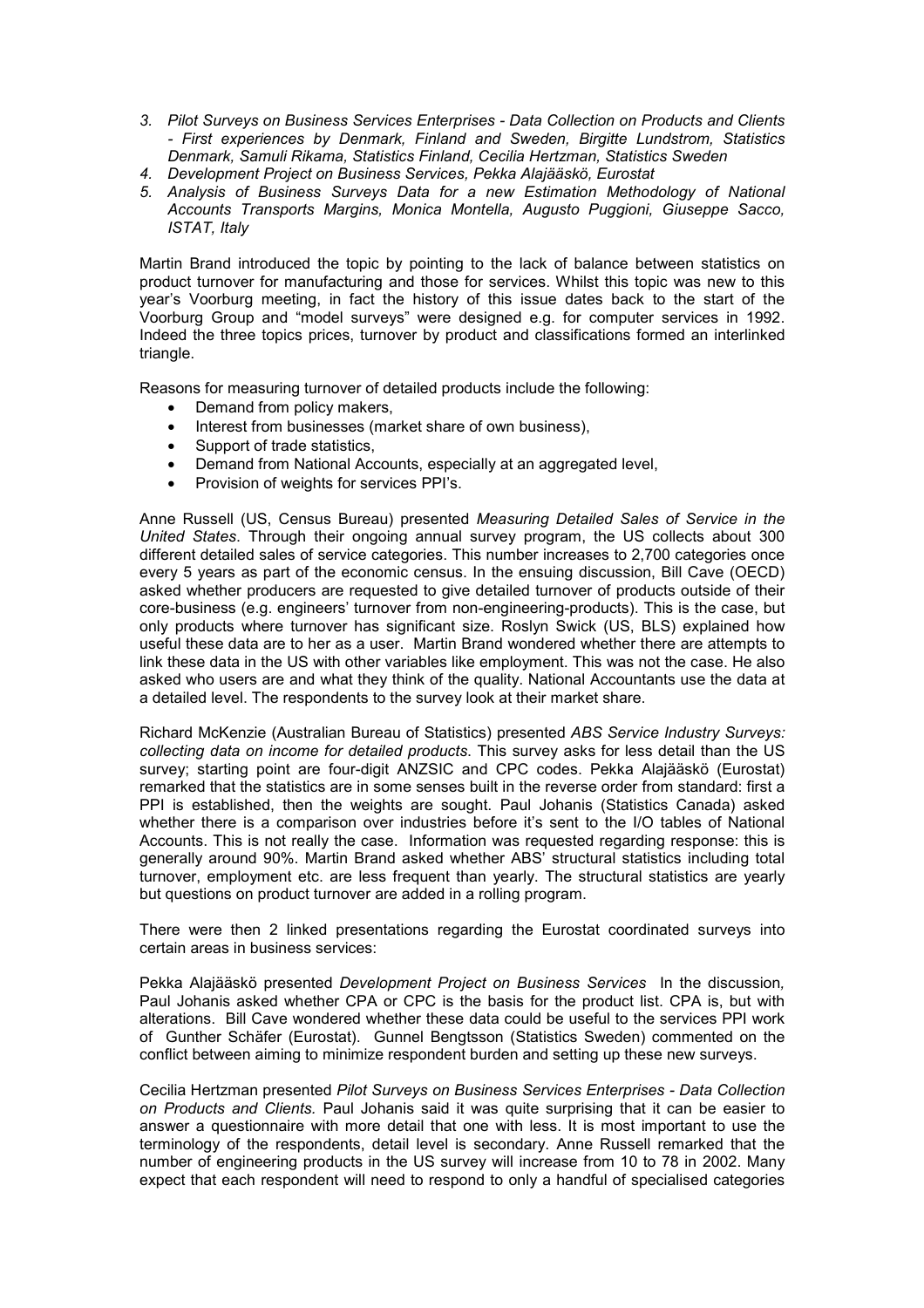3. *Pilot Surveys on Business Services Enterprises - Data Collection on Products and Clients - First experiences by Denmark, Finland and Sweden, Birgitte Lundstrom, Statistics Denmark, Samuli Rikama, Statistics Finland, Cecilia Hertzman, Statistics Sweden*
4. *Development Project on Business Services, Pekka Alajääskö, Eurostat*
5. *Analysis of Business Surveys Data for a new Estimation Methodology of National Accounts Transports Margins, Monica Montella, Augusto Puggioni, Giuseppe Sacco, ISTAT, Italy*

Martin Brand introduced the topic by pointing to the lack of balance between statistics on product turnover for manufacturing and those for services. Whilst this topic was new to this year's Voorburg meeting, in fact the history of this issue dates back to the start of the Voorburg Group and "model surveys" were designed e.g. for computer services in 1992. Indeed the three topics prices, turnover by product and classifications formed an interlinked triangle.

Reasons for measuring turnover of detailed products include the following:

- Demand from policy makers,
- Interest from businesses (market share of own business),
- Support of trade statistics,
- Demand from National Accounts, especially at an aggregated level,
- Provision of weights for services PPI's.

Anne Russell (US, Census Bureau) presented *Measuring Detailed Sales of Service in the United States*. Through their ongoing annual survey program, the US collects about 300 different detailed sales of service categories. This number increases to 2,700 categories once every 5 years as part of the economic census. In the ensuing discussion, Bill Cave (OECD) asked whether producers are requested to give detailed turnover of products outside of their core-business (e.g. engineers' turnover from non-engineering-products). This is the case, but only products where turnover has significant size. Roslyn Swick (US, BLS) explained how useful these data are to her as a user. Martin Brand wondered whether there are attempts to link these data in the US with other variables like employment. This was not the case. He also asked who users are and what they think of the quality. National Accountants use the data at a detailed level. The respondents to the survey look at their market share.

Richard McKenzie (Australian Bureau of Statistics) presented *ABS Service Industry Surveys: collecting data on income for detailed products.* This survey asks for less detail than the US survey; starting point are four-digit ANZSIC and CPC codes. Pekka Alajääskö (Eurostat) remarked that the statistics are in some senses built in the reverse order from standard: first a PPI is established, then the weights are sought. Paul Johanis (Statistics Canada) asked whether there is a comparison over industries before it's sent to the I/O tables of National Accounts. This is not really the case. Information was requested regarding response: this is generally around 90%. Martin Brand asked whether ABS' structural statistics including total turnover, employment etc. are less frequent than yearly. The structural statistics are yearly but questions on product turnover are added in a rolling program.

There were then 2 linked presentations regarding the Eurostat coordinated surveys into certain areas in business services:

Pekka Alajääskö presented *Development Project on Business Services* In the discussion, Paul Johanis asked whether CPA or CPC is the basis for the product list. CPA is, but with alterations. Bill Cave wondered whether these data could be useful to the services PPI work of Gunther Schäfer (Eurostat). Gunnel Bengtsson (Statistics Sweden) commented on the conflict between aiming to minimize respondent burden and setting up these new surveys.

Cecilia Hertzman presented *Pilot Surveys on Business Services Enterprises - Data Collection on Products and Clients.* Paul Johanis said it was quite surprising that it can be easier to answer a questionnaire with more detail that one with less. It is most important to use the terminology of the respondents, detail level is secondary. Anne Russell remarked that the number of engineering products in the US survey will increase from 10 to 78 in 2002. Many expect that each respondent will need to respond to only a handful of specialised categories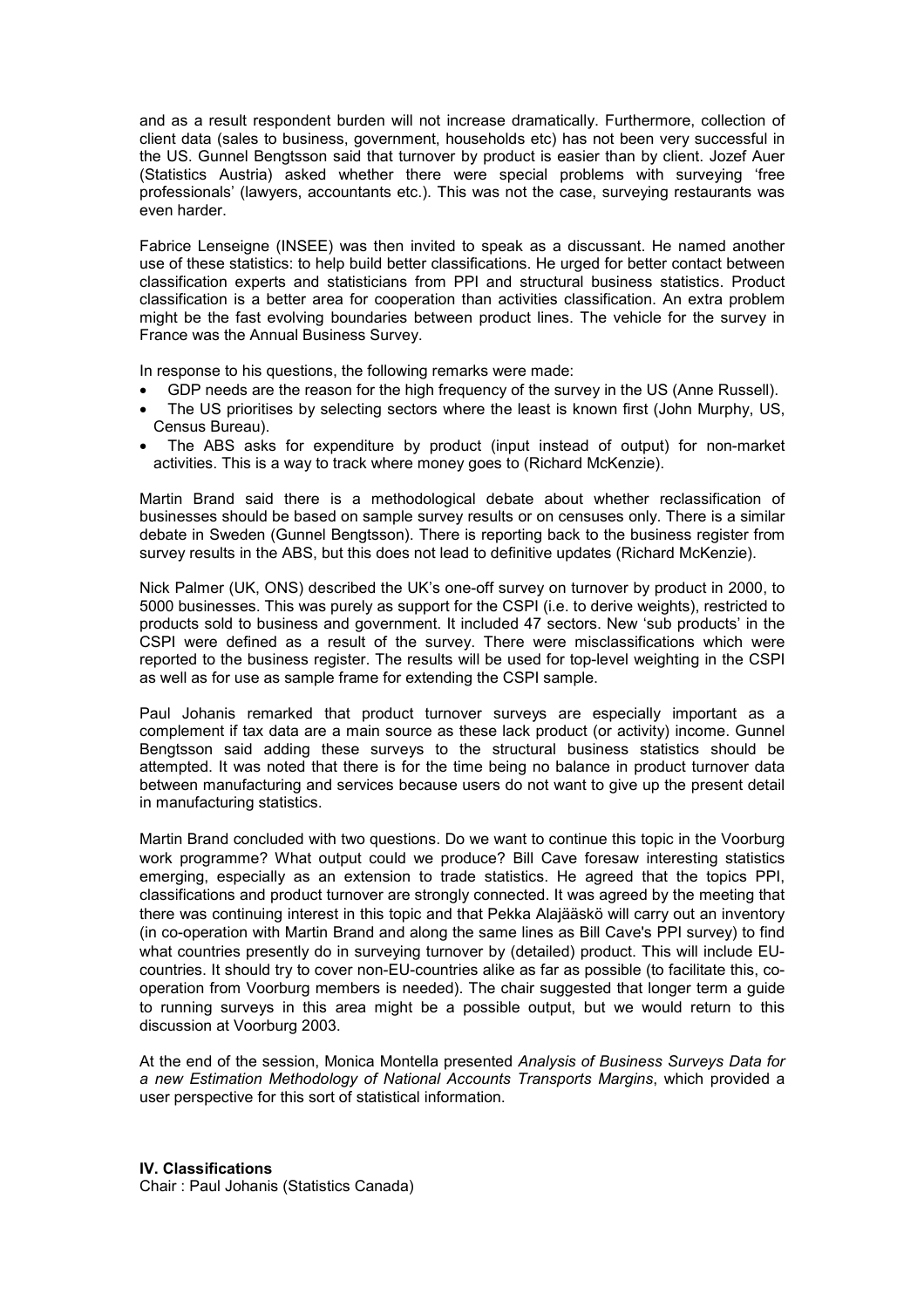and as a result respondent burden will not increase dramatically. Furthermore, collection of client data (sales to business, government, households etc) has not been very successful in the US. Gunnel Bengtsson said that turnover by product is easier than by client. Jozef Auer (Statistics Austria) asked whether there were special problems with surveying 'free professionals' (lawyers, accountants etc.). This was not the case, surveying restaurants was even harder.

Fabrice Lenseigne (INSEE) was then invited to speak as a discussant. He named another use of these statistics: to help build better classifications. He urged for better contact between classification experts and statisticians from PPI and structural business statistics. Product classification is a better area for cooperation than activities classification. An extra problem might be the fast evolving boundaries between product lines. The vehicle for the survey in France was the Annual Business Survey.

In response to his questions, the following remarks were made:

- GDP needs are the reason for the high frequency of the survey in the US (Anne Russell).
- The US prioritises by selecting sectors where the least is known first (John Murphy, US, Census Bureau).
- The ABS asks for expenditure by product (input instead of output) for non-market activities. This is a way to track where money goes to (Richard McKenzie).

Martin Brand said there is a methodological debate about whether reclassification of businesses should be based on sample survey results or on censuses only. There is a similar debate in Sweden (Gunnel Bengtsson). There is reporting back to the business register from survey results in the ABS, but this does not lead to definitive updates (Richard McKenzie).

Nick Palmer (UK, ONS) described the UK's one-off survey on turnover by product in 2000, to 5000 businesses. This was purely as support for the CSPI (i.e. to derive weights), restricted to products sold to business and government. It included 47 sectors. New 'sub products' in the CSPI were defined as a result of the survey. There were misclassifications which were reported to the business register. The results will be used for top-level weighting in the CSPI as well as for use as sample frame for extending the CSPI sample.

Paul Johanis remarked that product turnover surveys are especially important as a complement if tax data are a main source as these lack product (or activity) income. Gunnel Bengtsson said adding these surveys to the structural business statistics should be attempted. It was noted that there is for the time being no balance in product turnover data between manufacturing and services because users do not want to give up the present detail in manufacturing statistics.

Martin Brand concluded with two questions. Do we want to continue this topic in the Voorburg work programme? What output could we produce? Bill Cave foresaw interesting statistics emerging, especially as an extension to trade statistics. He agreed that the topics PPI, classifications and product turnover are strongly connected. It was agreed by the meeting that there was continuing interest in this topic and that Pekka Alajääskö will carry out an inventory (in co-operation with Martin Brand and along the same lines as Bill Cave's PPI survey) to find what countries presently do in surveying turnover by (detailed) product. This will include EU-countries. It should try to cover non-EU-countries alike as far as possible (to facilitate this, co-operation from Voorburg members is needed). The chair suggested that longer term a guide to running surveys in this area might be a possible output, but we would return to this discussion at Voorburg 2003.

At the end of the session, Monica Montella presented *Analysis of Business Surveys Data for a new Estimation Methodology of National Accounts Transports Margins*, which provided a user perspective for this sort of statistical information.

**IV. Classifications**

Chair : Paul Johanis (Statistics Canada)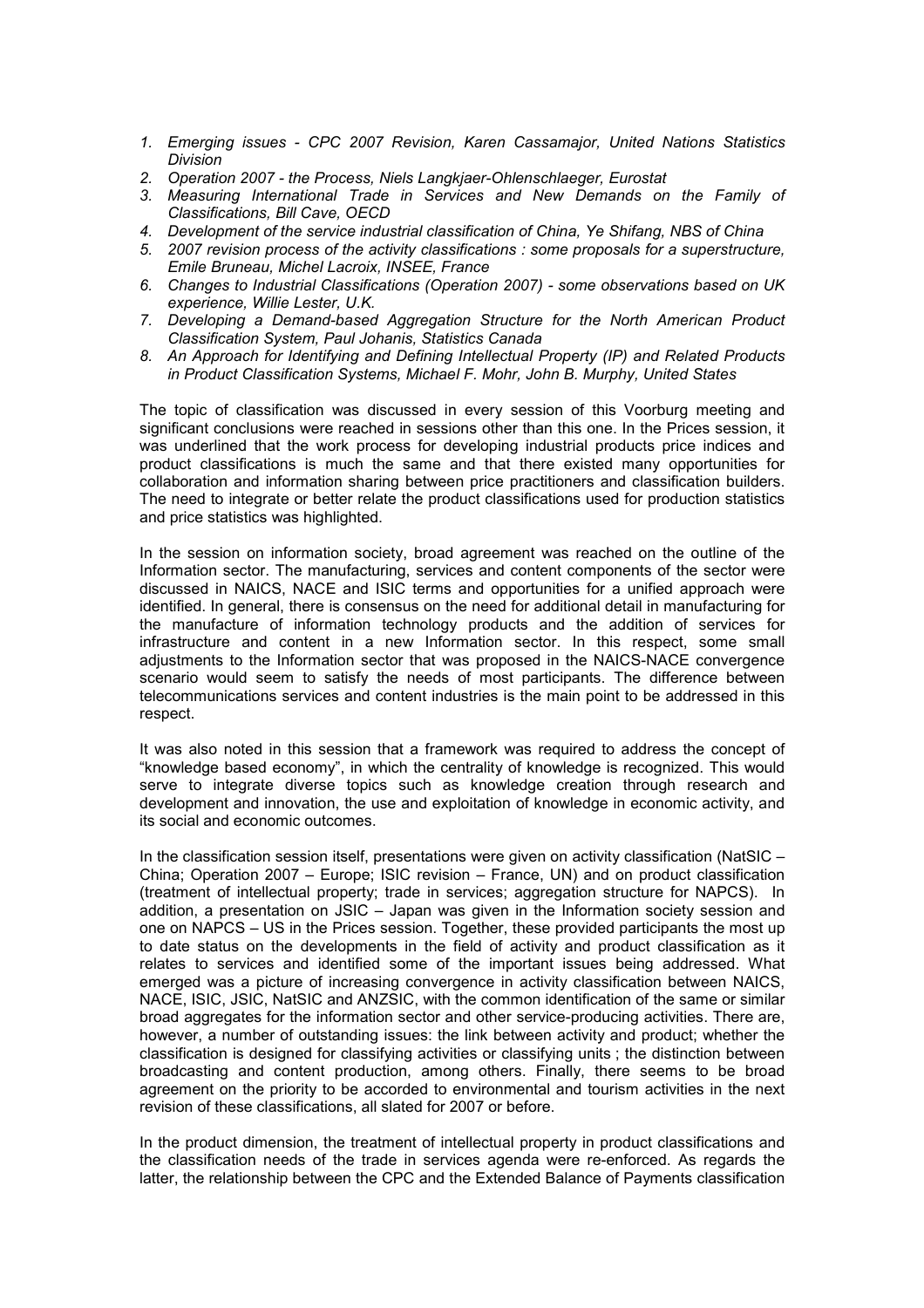1. *Emerging issues - CPC 2007 Revision, Karen Cassamajor, United Nations Statistics Division*
2. *Operation 2007 - the Process, Niels Langkjaer-Ohlenschlaeger, Eurostat*
3. *Measuring International Trade in Services and New Demands on the Family of Classifications, Bill Cave, OECD*
4. *Development of the service industrial classification of China, Ye Shifang, NBS of China*
5. *2007 revision process of the activity classifications : some proposals for a superstructure, Emile Bruneau, Michel Lacroix, INSEE, France*
6. *Changes to Industrial Classifications (Operation 2007) - some observations based on UK experience, Willie Lester, U.K.*
7. *Developing a Demand-based Aggregation Structure for the North American Product Classification System, Paul Johanis, Statistics Canada*
8. *An Approach for Identifying and Defining Intellectual Property (IP) and Related Products in Product Classification Systems, Michael F. Mohr, John B. Murphy, United States*

The topic of classification was discussed in every session of this Voorburg meeting and significant conclusions were reached in sessions other than this one. In the Prices session, it was underlined that the work process for developing industrial products price indices and product classifications is much the same and that there existed many opportunities for collaboration and information sharing between price practitioners and classification builders. The need to integrate or better relate the product classifications used for production statistics and price statistics was highlighted.

In the session on information society, broad agreement was reached on the outline of the Information sector. The manufacturing, services and content components of the sector were discussed in NAICS, NACE and ISIC terms and opportunities for a unified approach were identified. In general, there is consensus on the need for additional detail in manufacturing for the manufacture of information technology products and the addition of services for infrastructure and content in a new Information sector. In this respect, some small adjustments to the Information sector that was proposed in the NAICS-NACE convergence scenario would seem to satisfy the needs of most participants. The difference between telecommunications services and content industries is the main point to be addressed in this respect.

It was also noted in this session that a framework was required to address the concept of "knowledge based economy", in which the centrality of knowledge is recognized. This would serve to integrate diverse topics such as knowledge creation through research and development and innovation, the use and exploitation of knowledge in economic activity, and its social and economic outcomes.

In the classification session itself, presentations were given on activity classification (NatSIC – China; Operation 2007 – Europe; ISIC revision – France, UN) and on product classification (treatment of intellectual property; trade in services; aggregation structure for NAPCS). In addition, a presentation on JSIC – Japan was given in the Information society session and one on NAPCS – US in the Prices session. Together, these provided participants the most up to date status on the developments in the field of activity and product classification as it relates to services and identified some of the important issues being addressed. What emerged was a picture of increasing convergence in activity classification between NAICS, NACE, ISIC, JSIC, NatSIC and ANZSIC, with the common identification of the same or similar broad aggregates for the information sector and other service-producing activities. There are, however, a number of outstanding issues: the link between activity and product; whether the classification is designed for classifying activities or classifying units ; the distinction between broadcasting and content production, among others. Finally, there seems to be broad agreement on the priority to be accorded to environmental and tourism activities in the next revision of these classifications, all slated for 2007 or before.

In the product dimension, the treatment of intellectual property in product classifications and the classification needs of the trade in services agenda were re-enforced. As regards the latter, the relationship between the CPC and the Extended Balance of Payments classification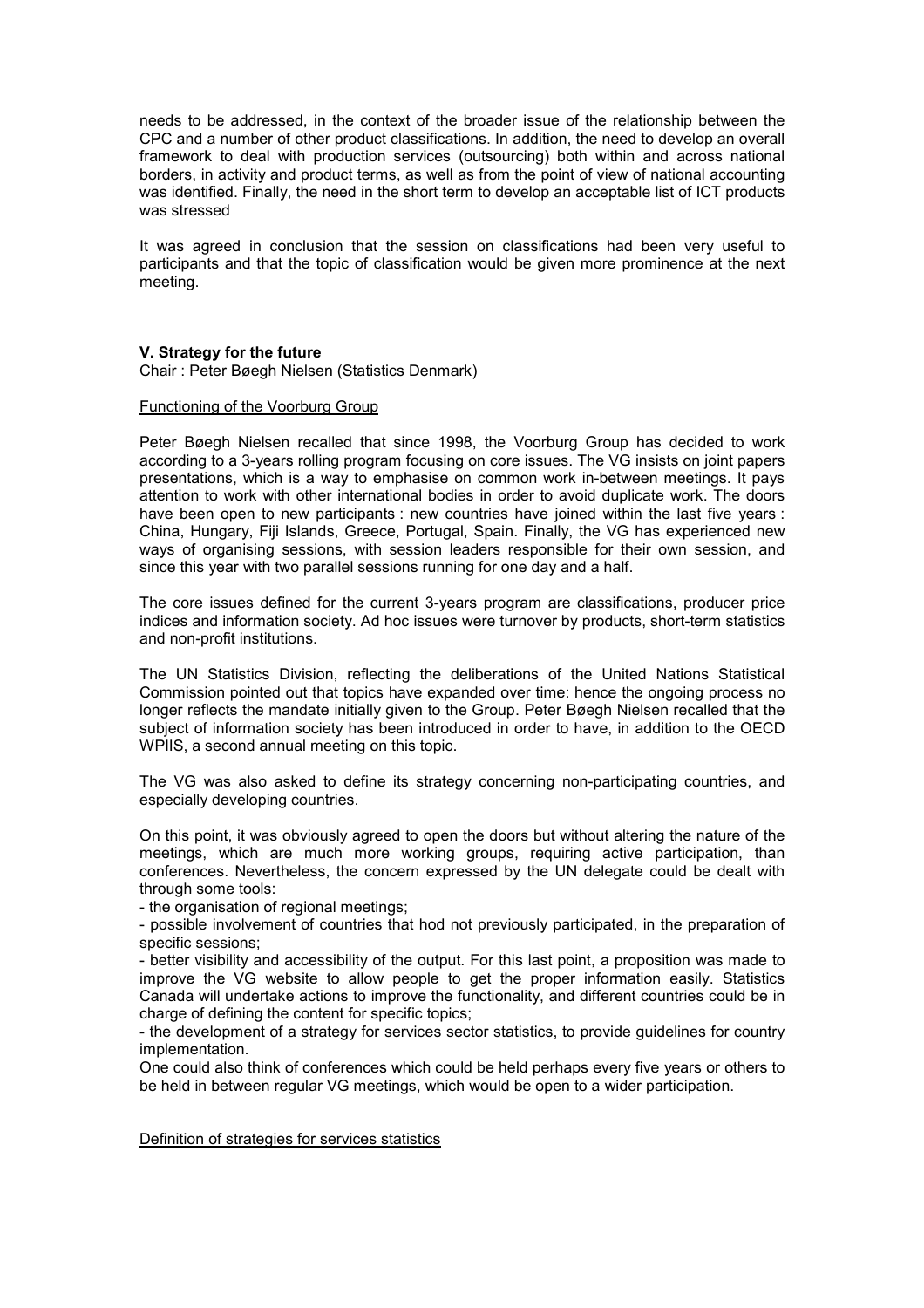needs to be addressed, in the context of the broader issue of the relationship between the CPC and a number of other product classifications. In addition, the need to develop an overall framework to deal with production services (outsourcing) both within and across national borders, in activity and product terms, as well as from the point of view of national accounting was identified. Finally, the need in the short term to develop an acceptable list of ICT products was stressed

It was agreed in conclusion that the session on classifications had been very useful to participants and that the topic of classification would be given more prominence at the next meeting.

## V. Strategy for the future

Chair : Peter Bøegh Nielsen (Statistics Denmark)

### Functioning of the Voorburg Group

Peter Bøegh Nielsen recalled that since 1998, the Voorburg Group has decided to work according to a 3-years rolling program focusing on core issues. The VG insists on joint papers presentations, which is a way to emphasise on common work in-between meetings. It pays attention to work with other international bodies in order to avoid duplicate work. The doors have been open to new participants : new countries have joined within the last five years : China, Hungary, Fiji Islands, Greece, Portugal, Spain. Finally, the VG has experienced new ways of organising sessions, with session leaders responsible for their own session, and since this year with two parallel sessions running for one day and a half.

The core issues defined for the current 3-years program are classifications, producer price indices and information society. Ad hoc issues were turnover by products, short-term statistics and non-profit institutions.

The UN Statistics Division, reflecting the deliberations of the United Nations Statistical Commission pointed out that topics have expanded over time: hence the ongoing process no longer reflects the mandate initially given to the Group. Peter Bøegh Nielsen recalled that the subject of information society has been introduced in order to have, in addition to the OECD WPIIS, a second annual meeting on this topic.

The VG was also asked to define its strategy concerning non-participating countries, and especially developing countries.

On this point, it was obviously agreed to open the doors but without altering the nature of the meetings, which are much more working groups, requiring active participation, than conferences. Nevertheless, the concern expressed by the UN delegate could be dealt with through some tools:

- the organisation of regional meetings;
- possible involvement of countries that hod not previously participated, in the preparation of specific sessions;
- better visibility and accessibility of the output. For this last point, a proposition was made to improve the VG website to allow people to get the proper information easily. Statistics Canada will undertake actions to improve the functionality, and different countries could be in charge of defining the content for specific topics;
- the development of a strategy for services sector statistics, to provide guidelines for country implementation.

One could also think of conferences which could be held perhaps every five years or others to be held in between regular VG meetings, which would be open to a wider participation.

### Definition of strategies for services statistics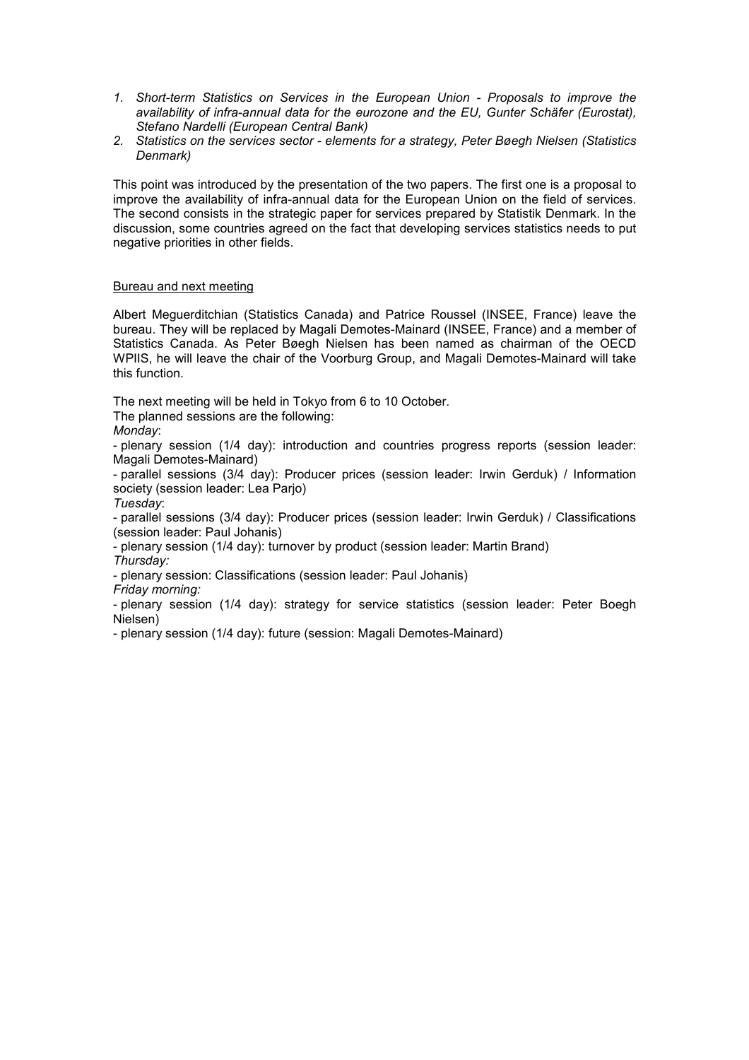1. *Short-term Statistics on Services in the European Union - Proposals to improve the availability of infra-annual data for the eurozone and the EU, Gunter Schäfer (Eurostat), Stefano Nardelli (European Central Bank)*
2. *Statistics on the services sector - elements for a strategy, Peter Bøegh Nielsen (Statistics Denmark)*

This point was introduced by the presentation of the two papers. The first one is a proposal to improve the availability of infra-annual data for the European Union on the field of services. The second consists in the strategic paper for services prepared by Statistik Denmark. In the discussion, some countries agreed on the fact that developing services statistics needs to put negative priorities in other fields.

<u>Bureau and next meeting</u>

Albert Meguerditchian (Statistics Canada) and Patrice Roussel (INSEE, France) leave the bureau. They will be replaced by Magali Demotes-Mainard (INSEE, France) and a member of Statistics Canada. As Peter Bøegh Nielsen has been named as chairman of the OECD WPIIS, he will leave the chair of the Voorburg Group, and Magali Demotes-Mainard will take this function.

The next meeting will be held in Tokyo from 6 to 10 October.

The planned sessions are the following:

*Monday*:

- plenary session (1/4 day): introduction and countries progress reports (session leader: Magali Demotes-Mainard)
- parallel sessions (3/4 day): Producer prices (session leader: Irwin Gerduk) / Information society (session leader: Lea Parjo)

*Tuesday*:

- parallel sessions (3/4 day): Producer prices (session leader: Irwin Gerduk) / Classifications (session leader: Paul Johanis)
- plenary session (1/4 day): turnover by product (session leader: Martin Brand)

*Thursday:*

- plenary session: Classifications (session leader: Paul Johanis)

*Friday morning:*

- plenary session (1/4 day): strategy for service statistics (session leader: Peter Boegh Nielsen)
- plenary session (1/4 day): future (session: Magali Demotes-Mainard)